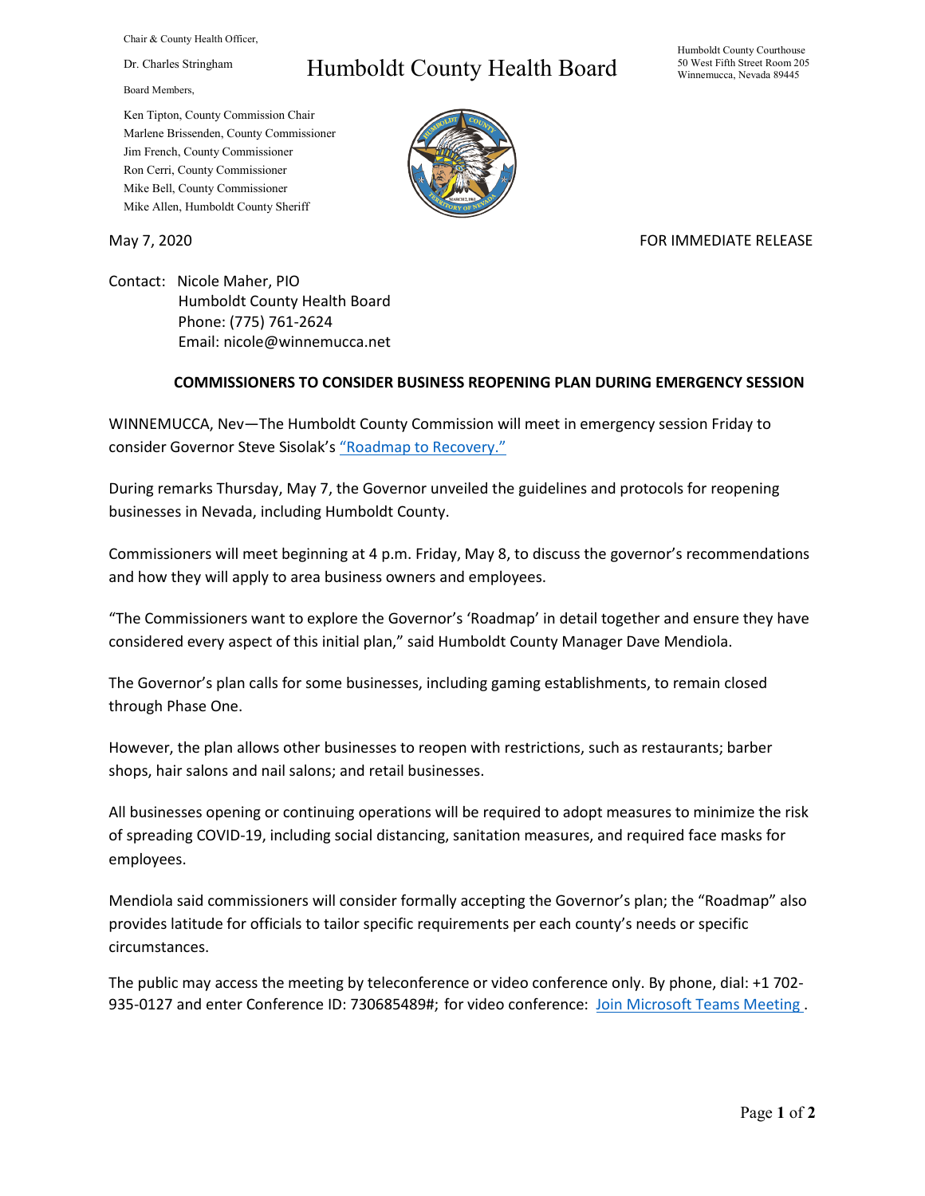Chair & County Health Officer,

Dr. Charles Stringham

Board Members,

Ken Tipton, County Commission Chair
Marlene Brissenden, County Commissioner
Jim French, County Commissioner
Ron Cerri, County Commissioner
Mike Bell, County Commissioner
Mike Allen, Humboldt County Sheriff

# Humboldt County Health Board

Humboldt County Courthouse
50 West Fifth Street Room 205
Winnemucca, Nevada 89445

May 7, 2020

FOR IMMEDIATE RELEASE

Contact: Nicole Maher, PIO
Humboldt County Health Board
Phone: (775) 761-2624
Email: nicole@winnemucca.net

**COMMISSIONERS TO CONSIDER BUSINESS REOPENING PLAN DURING EMERGENCY SESSION**

WINNEMUCCA, Nev—The Humboldt County Commission will meet in emergency session Friday to consider Governor Steve Sisolak's "Roadmap to Recovery."

During remarks Thursday, May 7, the Governor unveiled the guidelines and protocols for reopening businesses in Nevada, including Humboldt County.

Commissioners will meet beginning at 4 p.m. Friday, May 8, to discuss the governor's recommendations and how they will apply to area business owners and employees.

"The Commissioners want to explore the Governor's 'Roadmap' in detail together and ensure they have considered every aspect of this initial plan," said Humboldt County Manager Dave Mendiola.

The Governor's plan calls for some businesses, including gaming establishments, to remain closed through Phase One.

However, the plan allows other businesses to reopen with restrictions, such as restaurants; barber shops, hair salons and nail salons; and retail businesses.

All businesses opening or continuing operations will be required to adopt measures to minimize the risk of spreading COVID-19, including social distancing, sanitation measures, and required face masks for employees.

Mendiola said commissioners will consider formally accepting the Governor's plan; the "Roadmap" also provides latitude for officials to tailor specific requirements per each county's needs or specific circumstances.

The public may access the meeting by teleconference or video conference only. By phone, dial: +1 702-935-0127 and enter Conference ID: 730685489#; for video conference: Join Microsoft Teams Meeting .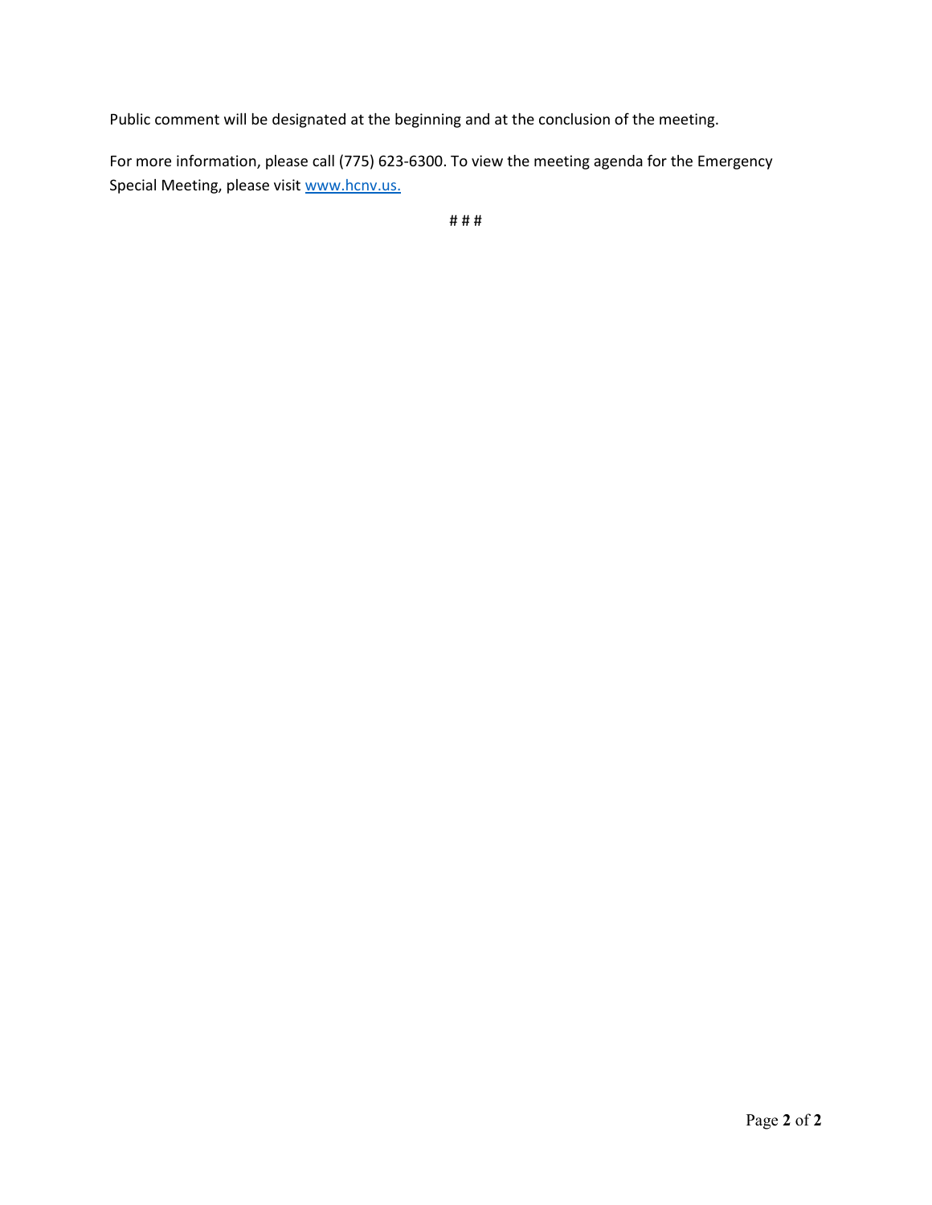Public comment will be designated at the beginning and at the conclusion of the meeting.

For more information, please call (775) 623-6300. To view the meeting agenda for the Emergency Special Meeting, please visit [www.hcnv.us.](http://www.hcnv.us)

# # #